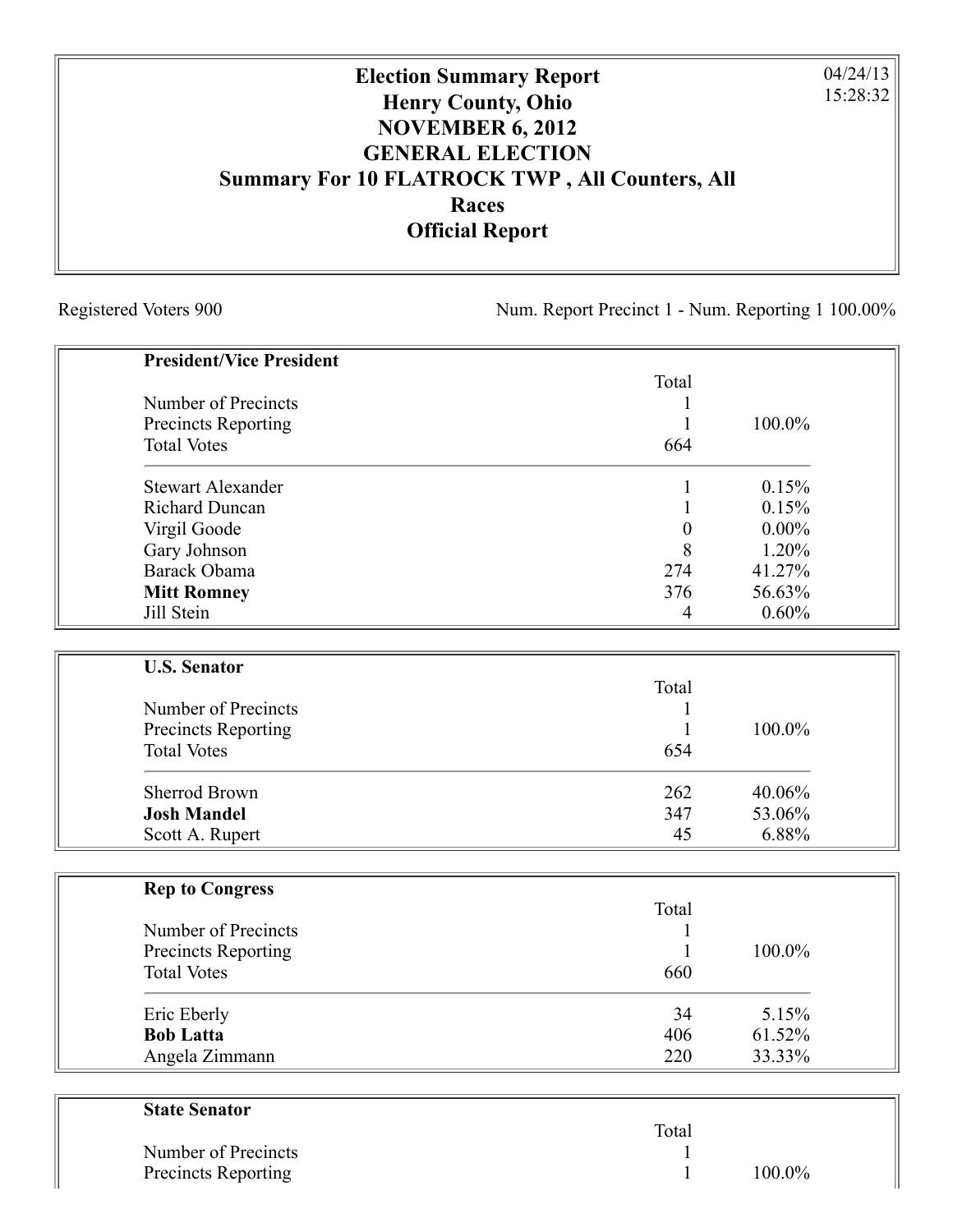# Election Summary Report
## Henry County, Ohio
## NOVEMBER 6, 2012
## GENERAL ELECTION
## Summary For 10 FLATROCK TWP , All Counters, All Races
## Official Report

04/24/13
15:28:32

Registered Voters 900

Num. Report Precinct 1 - Num. Reporting 1 100.00%

**President/Vice President**

| | Total | |
|---|---|---|
| Number of Precincts | 1 | |
| Precincts Reporting | 1 | 100.0% |
| Total Votes | 664 | |
| Stewart Alexander | 1 | 0.15% |
| Richard Duncan | 1 | 0.15% |
| Virgil Goode | 0 | 0.00% |
| Gary Johnson | 8 | 1.20% |
| Barack Obama | 274 | 41.27% |
| **Mitt Romney** | 376 | 56.63% |
| Jill Stein | 4 | 0.60% |

**U.S. Senator**

| | Total | |
|---|---|---|
| Number of Precincts | 1 | |
| Precincts Reporting | 1 | 100.0% |
| Total Votes | 654 | |
| Sherrod Brown | 262 | 40.06% |
| **Josh Mandel** | 347 | 53.06% |
| Scott A. Rupert | 45 | 6.88% |

**Rep to Congress**

| | Total | |
|---|---|---|
| Number of Precincts | 1 | |
| Precincts Reporting | 1 | 100.0% |
| Total Votes | 660 | |
| Eric Eberly | 34 | 5.15% |
| **Bob Latta** | 406 | 61.52% |
| Angela Zimmann | 220 | 33.33% |

**State Senator**

| | Total | |
|---|---|---|
| Number of Precincts | 1 | |
| Precincts Reporting | 1 | 100.0% |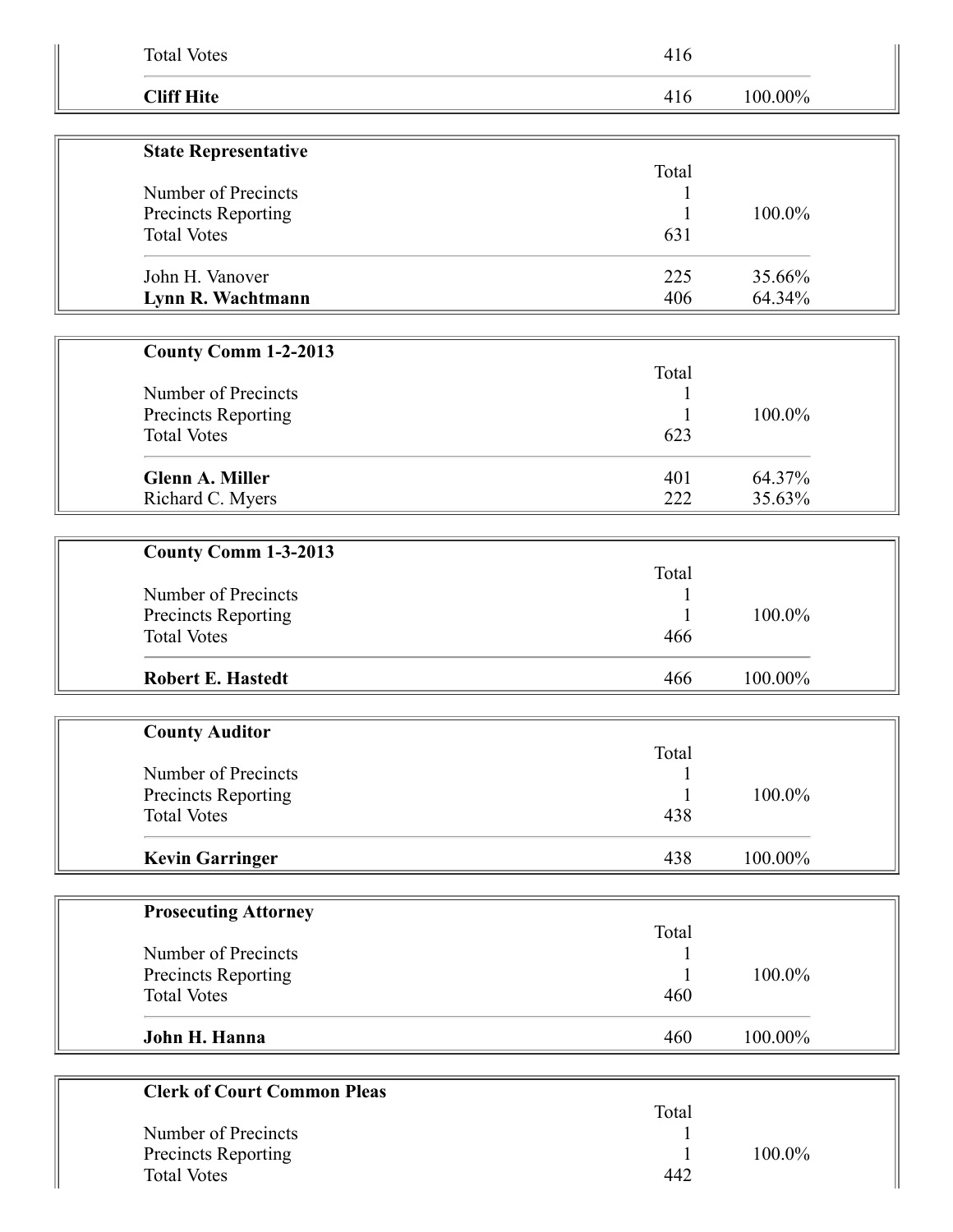| | | |
|---|---|---|
| Total Votes | 416 | |
| **Cliff Hite** | 416 | 100.00% |

| **State Representative** | | |
|---|---|---|
| | Total | |
| Number of Precincts | 1 | |
| Precincts Reporting | 1 | 100.0% |
| Total Votes | 631 | |
| John H. Vanover | 225 | 35.66% |
| **Lynn R. Wachtmann** | 406 | 64.34% |

| **County Comm 1-2-2013** | | |
|---|---|---|
| | Total | |
| Number of Precincts | 1 | |
| Precincts Reporting | 1 | 100.0% |
| Total Votes | 623 | |
| **Glenn A. Miller** | 401 | 64.37% |
| Richard C. Myers | 222 | 35.63% |

| **County Comm 1-3-2013** | | |
|---|---|---|
| | Total | |
| Number of Precincts | 1 | |
| Precincts Reporting | 1 | 100.0% |
| Total Votes | 466 | |
| **Robert E. Hastedt** | 466 | 100.00% |

| **County Auditor** | | |
|---|---|---|
| | Total | |
| Number of Precincts | 1 | |
| Precincts Reporting | 1 | 100.0% |
| Total Votes | 438 | |
| **Kevin Garringer** | 438 | 100.00% |

| **Prosecuting Attorney** | | |
|---|---|---|
| | Total | |
| Number of Precincts | 1 | |
| Precincts Reporting | 1 | 100.0% |
| Total Votes | 460 | |
| **John H. Hanna** | 460 | 100.00% |

| **Clerk of Court Common Pleas** | | |
|---|---|---|
| | Total | |
| Number of Precincts | 1 | |
| Precincts Reporting | 1 | 100.0% |
| Total Votes | 442 | |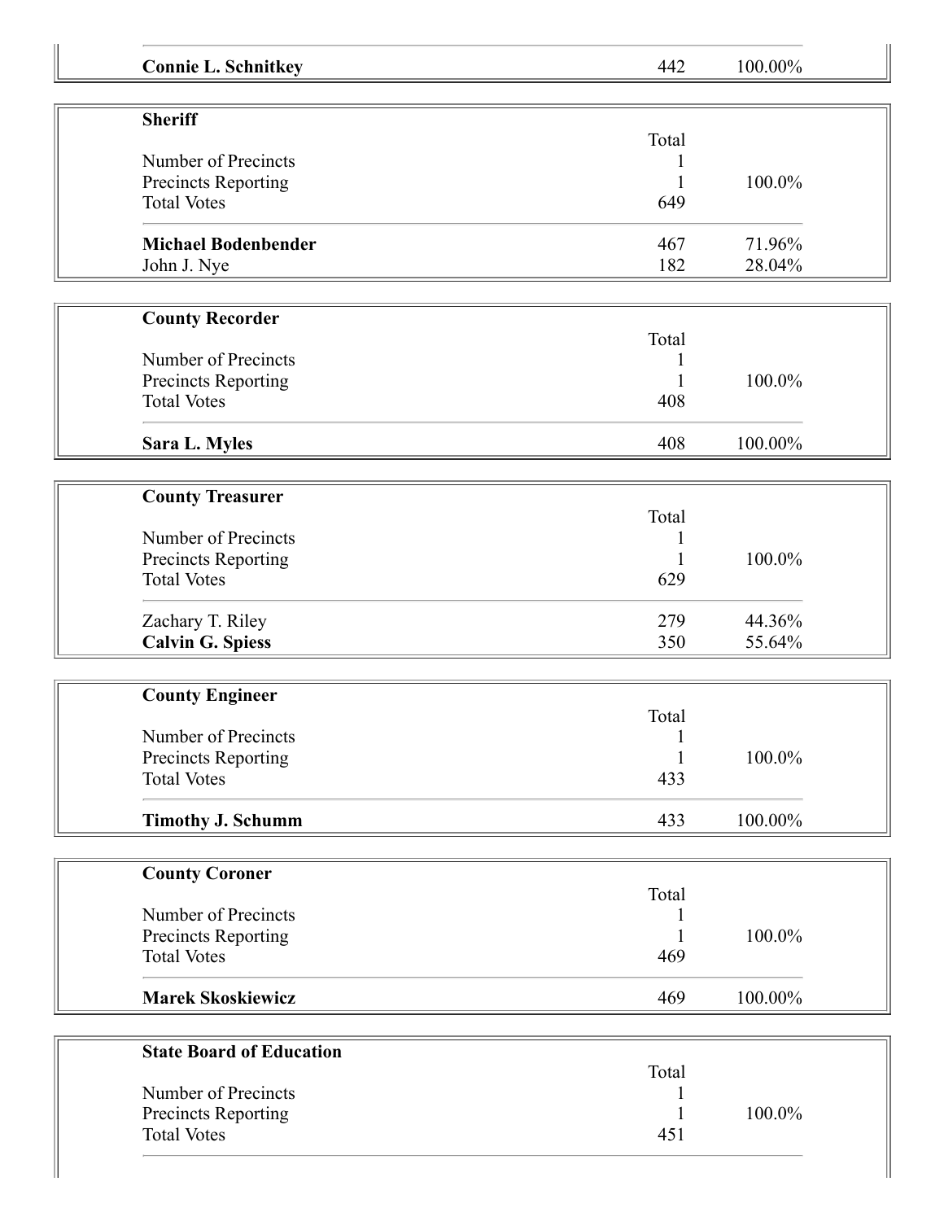| | | |
|---|---|---|
| **Connie L. Schnitkey** | 442 | 100.00% |

| **Sheriff** | | |
|---|---|---|
| | Total | |
| Number of Precincts | 1 | |
| Precincts Reporting | 1 | 100.0% |
| Total Votes | 649 | |
| **Michael Bodenbender** | 467 | 71.96% |
| John J. Nye | 182 | 28.04% |

| **County Recorder** | | |
|---|---|---|
| | Total | |
| Number of Precincts | 1 | |
| Precincts Reporting | 1 | 100.0% |
| Total Votes | 408 | |
| **Sara L. Myles** | 408 | 100.00% |

| **County Treasurer** | | |
|---|---|---|
| | Total | |
| Number of Precincts | 1 | |
| Precincts Reporting | 1 | 100.0% |
| Total Votes | 629 | |
| Zachary T. Riley | 279 | 44.36% |
| **Calvin G. Spiess** | 350 | 55.64% |

| **County Engineer** | | |
|---|---|---|
| | Total | |
| Number of Precincts | 1 | |
| Precincts Reporting | 1 | 100.0% |
| Total Votes | 433 | |
| **Timothy J. Schumm** | 433 | 100.00% |

| **County Coroner** | | |
|---|---|---|
| | Total | |
| Number of Precincts | 1 | |
| Precincts Reporting | 1 | 100.0% |
| Total Votes | 469 | |
| **Marek Skoskiewicz** | 469 | 100.00% |

| **State Board of Education** | | |
|---|---|---|
| | Total | |
| Number of Precincts | 1 | |
| Precincts Reporting | 1 | 100.0% |
| Total Votes | 451 | |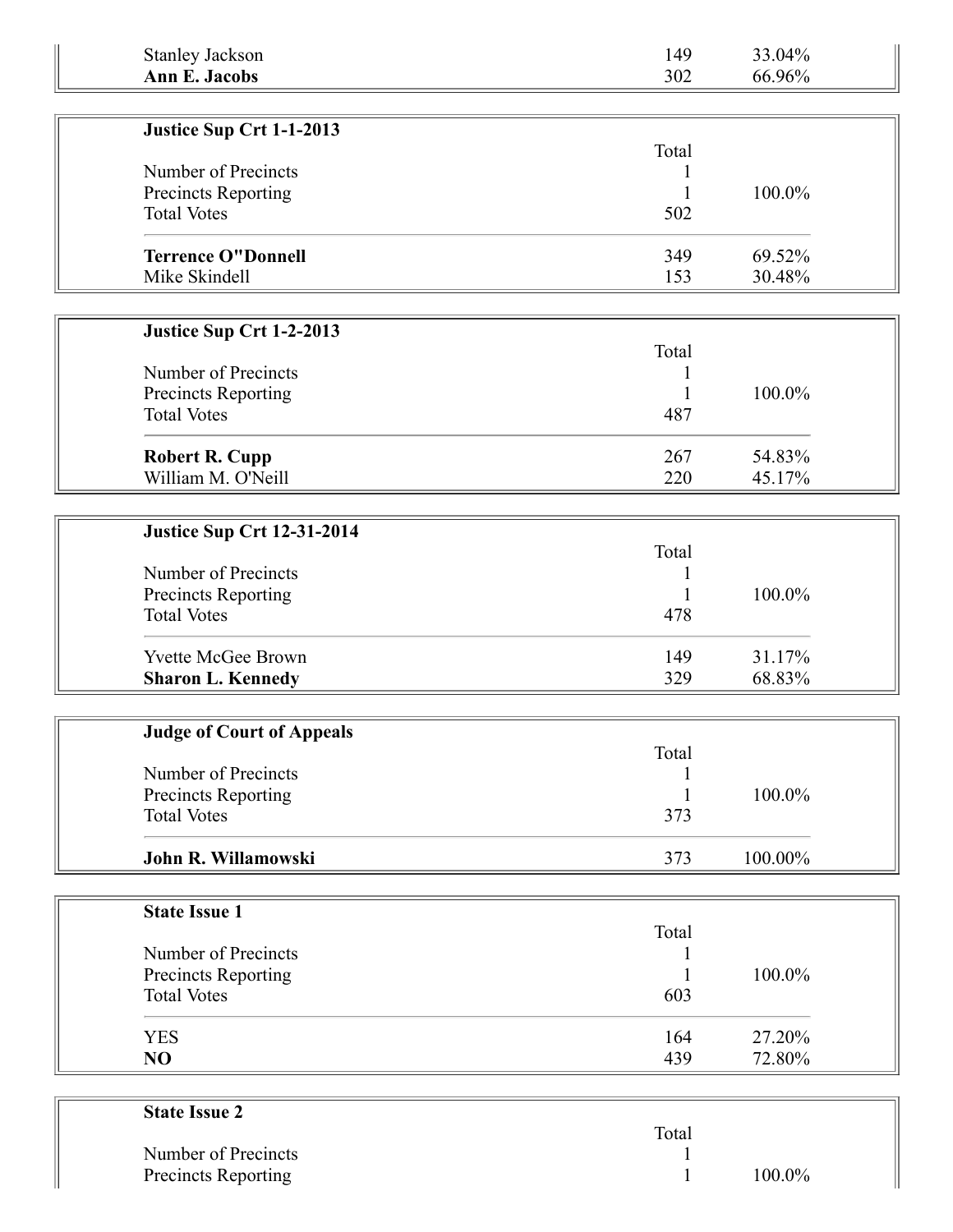| | | |
|---|---|---|
| Stanley Jackson | 149 | 33.04% |
| **Ann E. Jacobs** | 302 | 66.96% |

| **Justice Sup Crt 1-1-2013** | Total | |
|---|---|---|
| Number of Precincts | 1 | |
| Precincts Reporting | 1 | 100.0% |
| Total Votes | 502 | |
| **Terrence O"Donnell** | 349 | 69.52% |
| Mike Skindell | 153 | 30.48% |

| **Justice Sup Crt 1-2-2013** | Total | |
|---|---|---|
| Number of Precincts | 1 | |
| Precincts Reporting | 1 | 100.0% |
| Total Votes | 487 | |
| **Robert R. Cupp** | 267 | 54.83% |
| William M. O'Neill | 220 | 45.17% |

| **Justice Sup Crt 12-31-2014** | Total | |
|---|---|---|
| Number of Precincts | 1 | |
| Precincts Reporting | 1 | 100.0% |
| Total Votes | 478 | |
| Yvette McGee Brown | 149 | 31.17% |
| **Sharon L. Kennedy** | 329 | 68.83% |

| **Judge of Court of Appeals** | Total | |
|---|---|---|
| Number of Precincts | 1 | |
| Precincts Reporting | 1 | 100.0% |
| Total Votes | 373 | |
| **John R. Willamowski** | 373 | 100.00% |

| **State Issue 1** | Total | |
|---|---|---|
| Number of Precincts | 1 | |
| Precincts Reporting | 1 | 100.0% |
| Total Votes | 603 | |
| YES | 164 | 27.20% |
| **NO** | 439 | 72.80% |

| **State Issue 2** | Total | |
|---|---|---|
| Number of Precincts | 1 | |
| Precincts Reporting | 1 | 100.0% |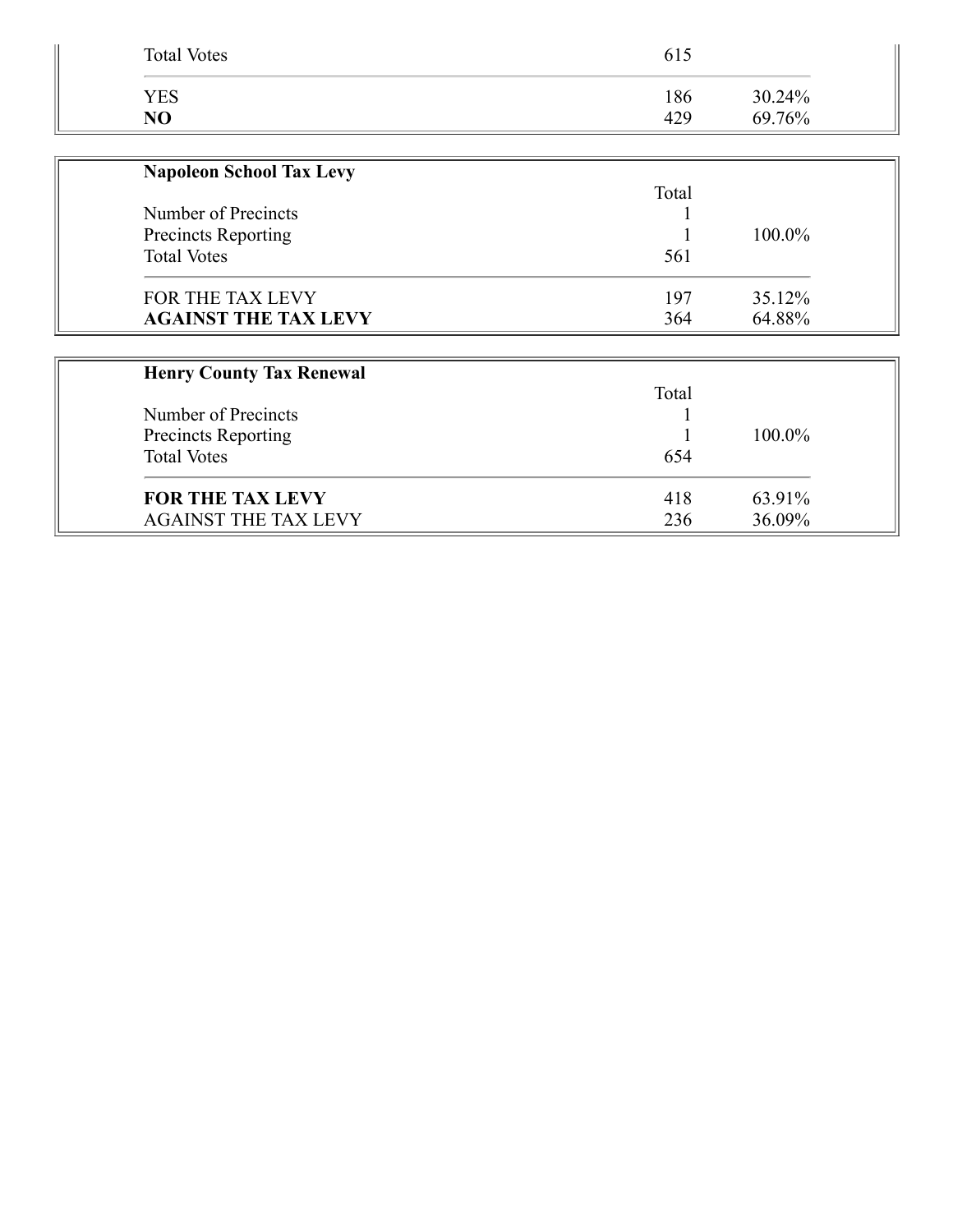| | | |
|---|---|---|
| Total Votes | 615 | |
| YES | 186 | 30.24% |
| **NO** | 429 | 69.76% |

**Napoleon School Tax Levy**

| | Total | |
|---|---|---|
| Number of Precincts | 1 | |
| Precincts Reporting | 1 | 100.0% |
| Total Votes | 561 | |
| FOR THE TAX LEVY | 197 | 35.12% |
| **AGAINST THE TAX LEVY** | 364 | 64.88% |

**Henry County Tax Renewal**

| | Total | |
|---|---|---|
| Number of Precincts | 1 | |
| Precincts Reporting | 1 | 100.0% |
| Total Votes | 654 | |
| **FOR THE TAX LEVY** | 418 | 63.91% |
| AGAINST THE TAX LEVY | 236 | 36.09% |